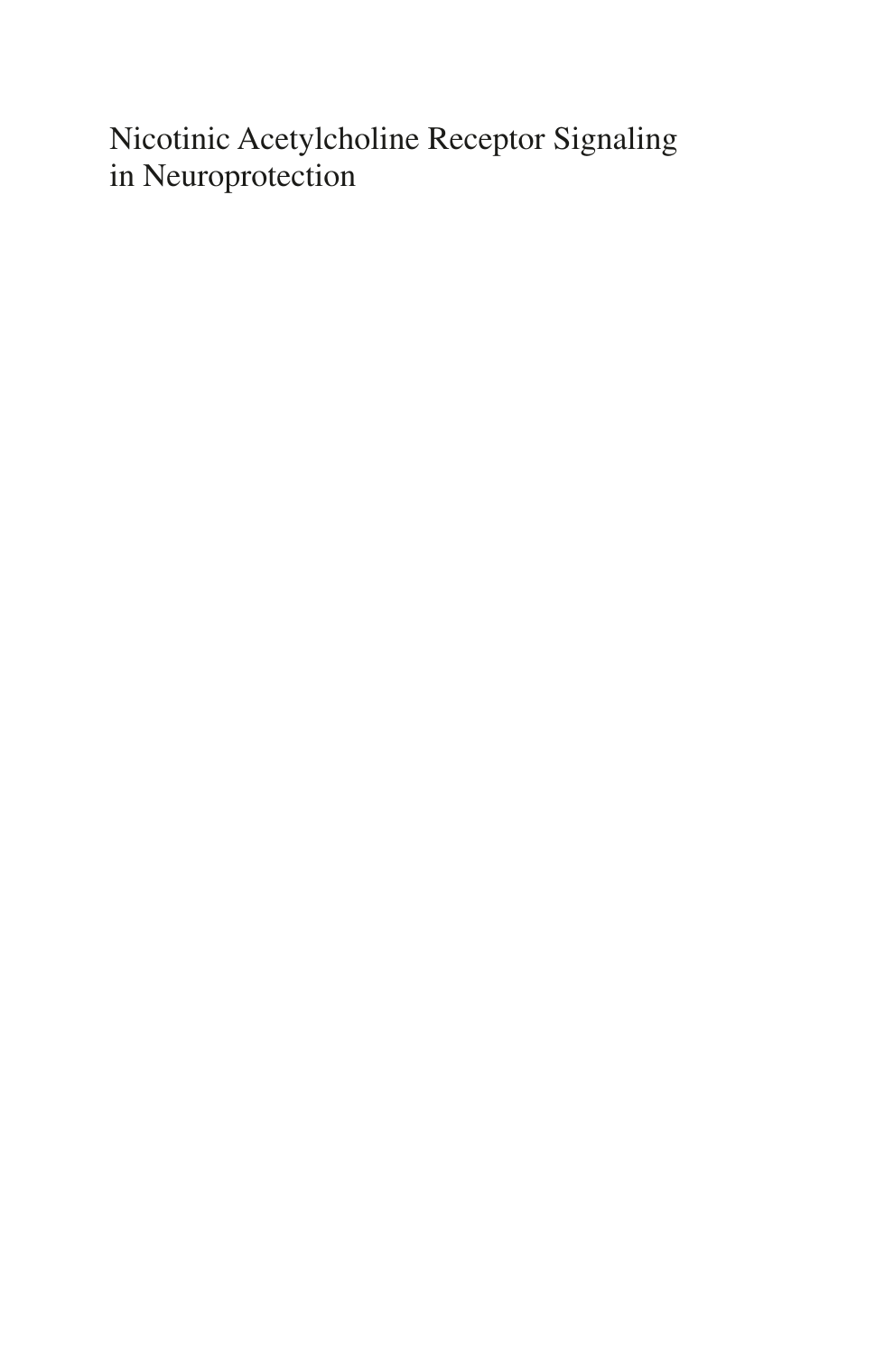# Nicotinic Acetylcholine Receptor Signaling in Neuroprotection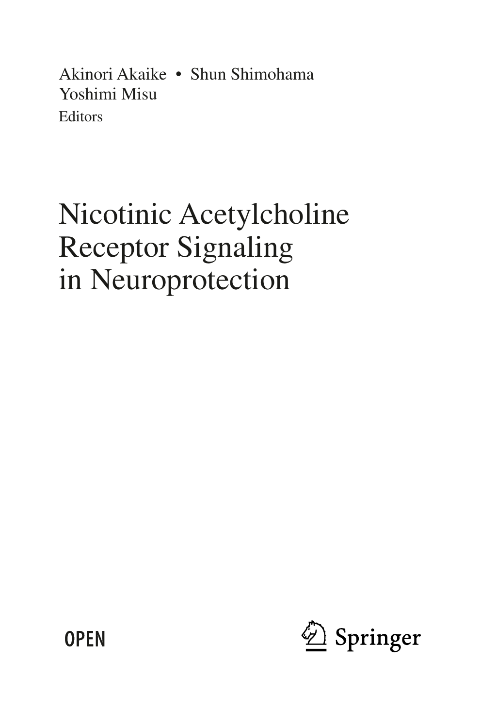Akinori Akaike • Shun Shimohama
Yoshimi Misu
Editors

# Nicotinic Acetylcholine Receptor Signaling in Neuroprotection

OPEN

Springer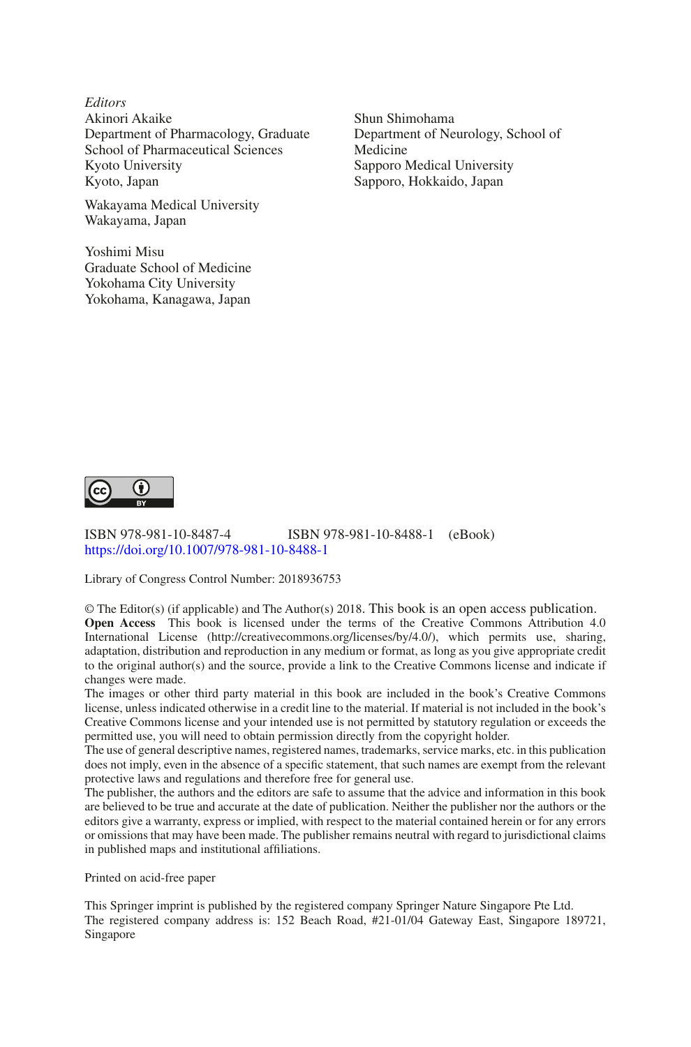*Editors*

Akinori Akaike
Department of Pharmacology, Graduate School of Pharmaceutical Sciences
Kyoto University
Kyoto, Japan

Wakayama Medical University
Wakayama, Japan

Yoshimi Misu
Graduate School of Medicine
Yokohama City University
Yokohama, Kanagawa, Japan

Shun Shimohama
Department of Neurology, School of Medicine
Sapporo Medical University
Sapporo, Hokkaido, Japan

ISBN 978-981-10-8487-4    ISBN 978-981-10-8488-1 (eBook)
https://doi.org/10.1007/978-981-10-8488-1

Library of Congress Control Number: 2018936753

© The Editor(s) (if applicable) and The Author(s) 2018. This book is an open access publication.
**Open Access** This book is licensed under the terms of the Creative Commons Attribution 4.0 International License (http://creativecommons.org/licenses/by/4.0/), which permits use, sharing, adaptation, distribution and reproduction in any medium or format, as long as you give appropriate credit to the original author(s) and the source, provide a link to the Creative Commons license and indicate if changes were made.
The images or other third party material in this book are included in the book's Creative Commons license, unless indicated otherwise in a credit line to the material. If material is not included in the book's Creative Commons license and your intended use is not permitted by statutory regulation or exceeds the permitted use, you will need to obtain permission directly from the copyright holder.
The use of general descriptive names, registered names, trademarks, service marks, etc. in this publication does not imply, even in the absence of a specific statement, that such names are exempt from the relevant protective laws and regulations and therefore free for general use.
The publisher, the authors and the editors are safe to assume that the advice and information in this book are believed to be true and accurate at the date of publication. Neither the publisher nor the authors or the editors give a warranty, express or implied, with respect to the material contained herein or for any errors or omissions that may have been made. The publisher remains neutral with regard to jurisdictional claims in published maps and institutional affiliations.

Printed on acid-free paper

This Springer imprint is published by the registered company Springer Nature Singapore Pte Ltd.
The registered company address is: 152 Beach Road, #21-01/04 Gateway East, Singapore 189721, Singapore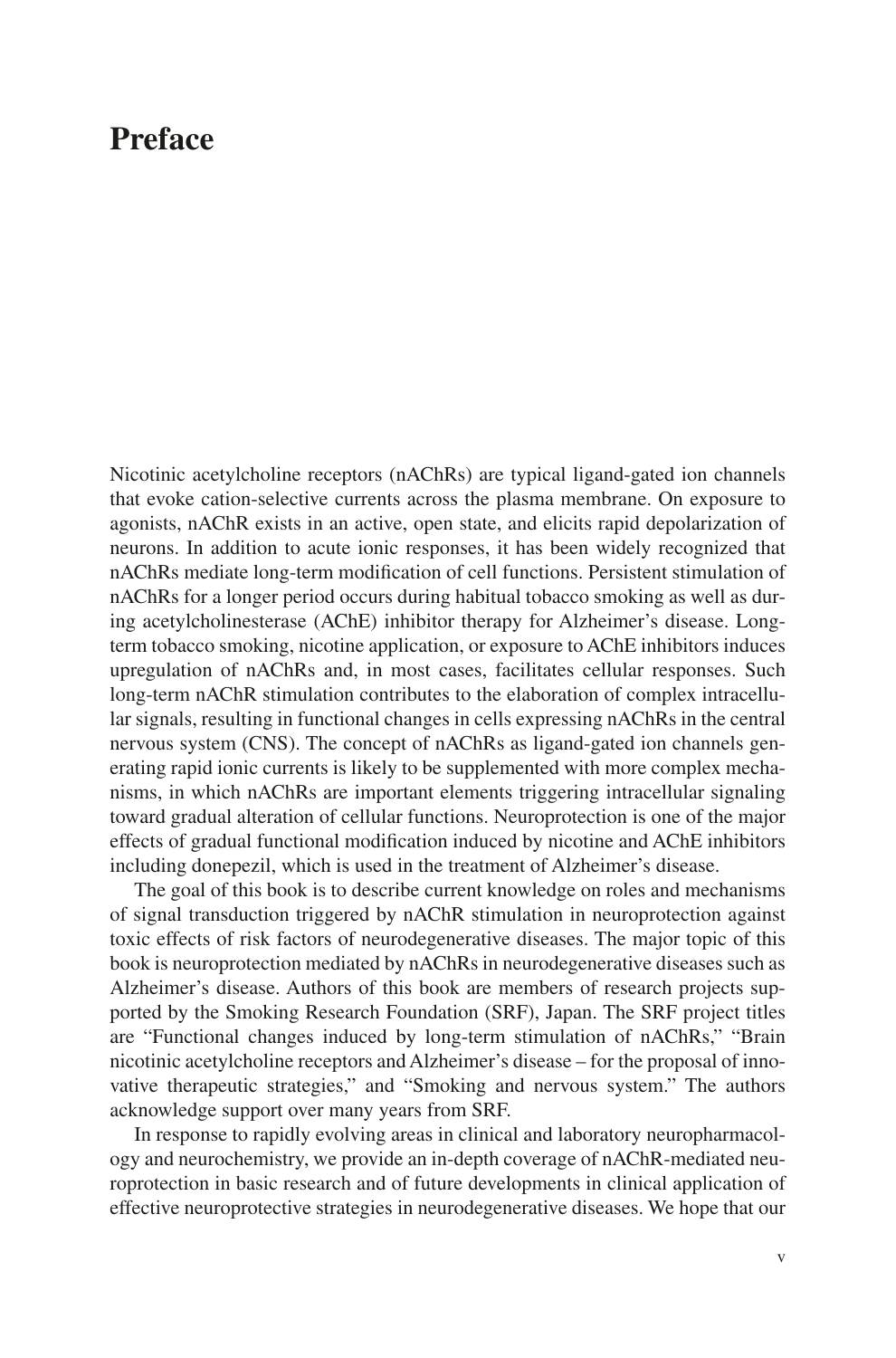# Preface

Nicotinic acetylcholine receptors (nAChRs) are typical ligand-gated ion channels that evoke cation-selective currents across the plasma membrane. On exposure to agonists, nAChR exists in an active, open state, and elicits rapid depolarization of neurons. In addition to acute ionic responses, it has been widely recognized that nAChRs mediate long-term modification of cell functions. Persistent stimulation of nAChRs for a longer period occurs during habitual tobacco smoking as well as during acetylcholinesterase (AChE) inhibitor therapy for Alzheimer's disease. Long-term tobacco smoking, nicotine application, or exposure to AChE inhibitors induces upregulation of nAChRs and, in most cases, facilitates cellular responses. Such long-term nAChR stimulation contributes to the elaboration of complex intracellular signals, resulting in functional changes in cells expressing nAChRs in the central nervous system (CNS). The concept of nAChRs as ligand-gated ion channels generating rapid ionic currents is likely to be supplemented with more complex mechanisms, in which nAChRs are important elements triggering intracellular signaling toward gradual alteration of cellular functions. Neuroprotection is one of the major effects of gradual functional modification induced by nicotine and AChE inhibitors including donepezil, which is used in the treatment of Alzheimer's disease.

The goal of this book is to describe current knowledge on roles and mechanisms of signal transduction triggered by nAChR stimulation in neuroprotection against toxic effects of risk factors of neurodegenerative diseases. The major topic of this book is neuroprotection mediated by nAChRs in neurodegenerative diseases such as Alzheimer's disease. Authors of this book are members of research projects supported by the Smoking Research Foundation (SRF), Japan. The SRF project titles are "Functional changes induced by long-term stimulation of nAChRs," "Brain nicotinic acetylcholine receptors and Alzheimer's disease – for the proposal of innovative therapeutic strategies," and "Smoking and nervous system." The authors acknowledge support over many years from SRF.

In response to rapidly evolving areas in clinical and laboratory neuropharmacology and neurochemistry, we provide an in-depth coverage of nAChR-mediated neuroprotection in basic research and of future developments in clinical application of effective neuroprotective strategies in neurodegenerative diseases. We hope that our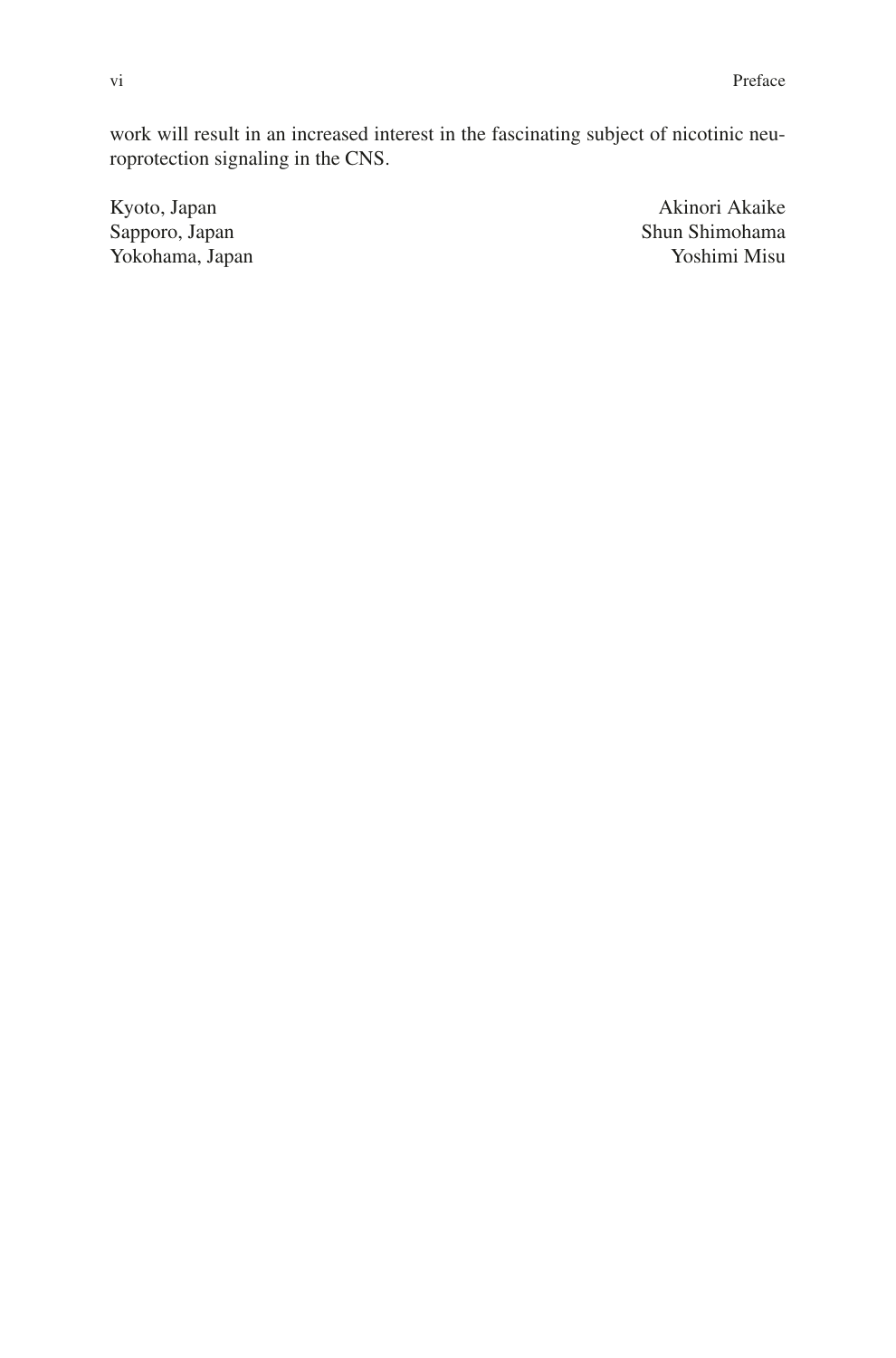work will result in an increased interest in the fascinating subject of nicotinic neuroprotection signaling in the CNS.

Kyoto, Japan — Akinori Akaike
Sapporo, Japan — Shun Shimohama
Yokohama, Japan — Yoshimi Misu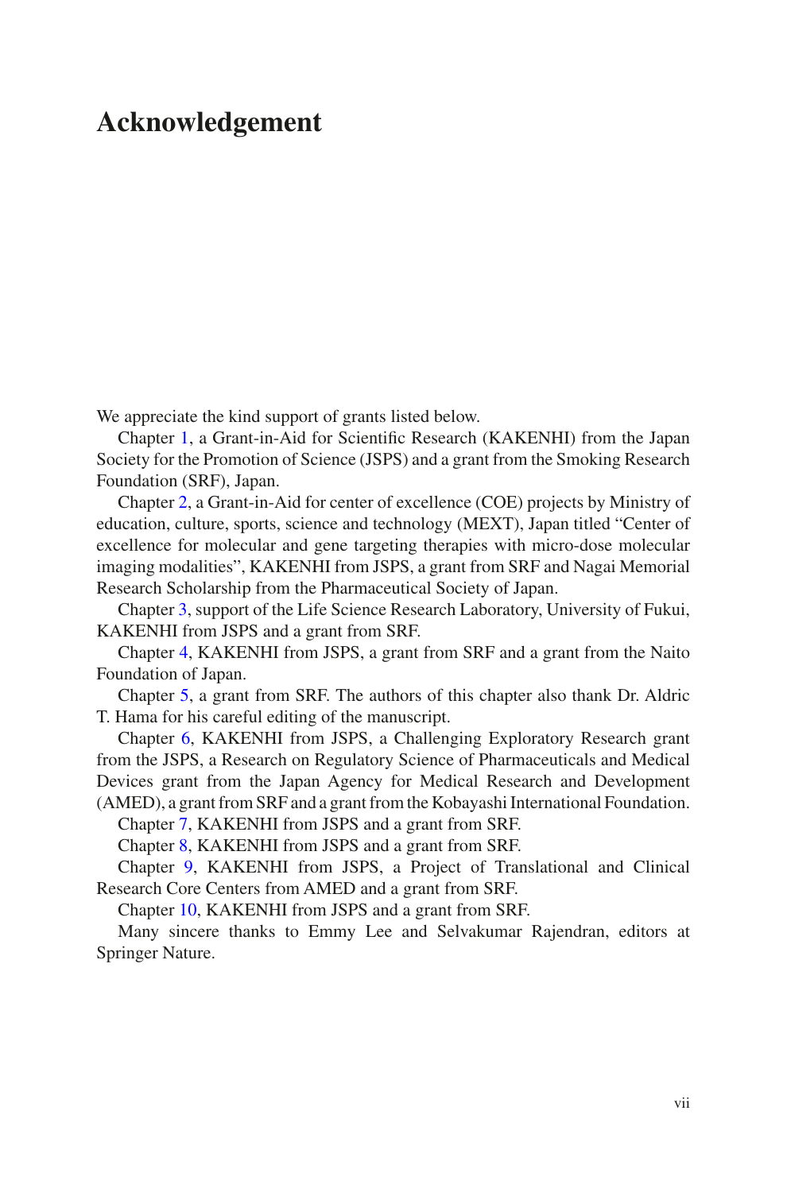# Acknowledgement

We appreciate the kind support of grants listed below.

Chapter 1, a Grant-in-Aid for Scientific Research (KAKENHI) from the Japan Society for the Promotion of Science (JSPS) and a grant from the Smoking Research Foundation (SRF), Japan.

Chapter 2, a Grant-in-Aid for center of excellence (COE) projects by Ministry of education, culture, sports, science and technology (MEXT), Japan titled "Center of excellence for molecular and gene targeting therapies with micro-dose molecular imaging modalities", KAKENHI from JSPS, a grant from SRF and Nagai Memorial Research Scholarship from the Pharmaceutical Society of Japan.

Chapter 3, support of the Life Science Research Laboratory, University of Fukui, KAKENHI from JSPS and a grant from SRF.

Chapter 4, KAKENHI from JSPS, a grant from SRF and a grant from the Naito Foundation of Japan.

Chapter 5, a grant from SRF. The authors of this chapter also thank Dr. Aldric T. Hama for his careful editing of the manuscript.

Chapter 6, KAKENHI from JSPS, a Challenging Exploratory Research grant from the JSPS, a Research on Regulatory Science of Pharmaceuticals and Medical Devices grant from the Japan Agency for Medical Research and Development (AMED), a grant from SRF and a grant from the Kobayashi International Foundation.

Chapter 7, KAKENHI from JSPS and a grant from SRF.

Chapter 8, KAKENHI from JSPS and a grant from SRF.

Chapter 9, KAKENHI from JSPS, a Project of Translational and Clinical Research Core Centers from AMED and a grant from SRF.

Chapter 10, KAKENHI from JSPS and a grant from SRF.

Many sincere thanks to Emmy Lee and Selvakumar Rajendran, editors at Springer Nature.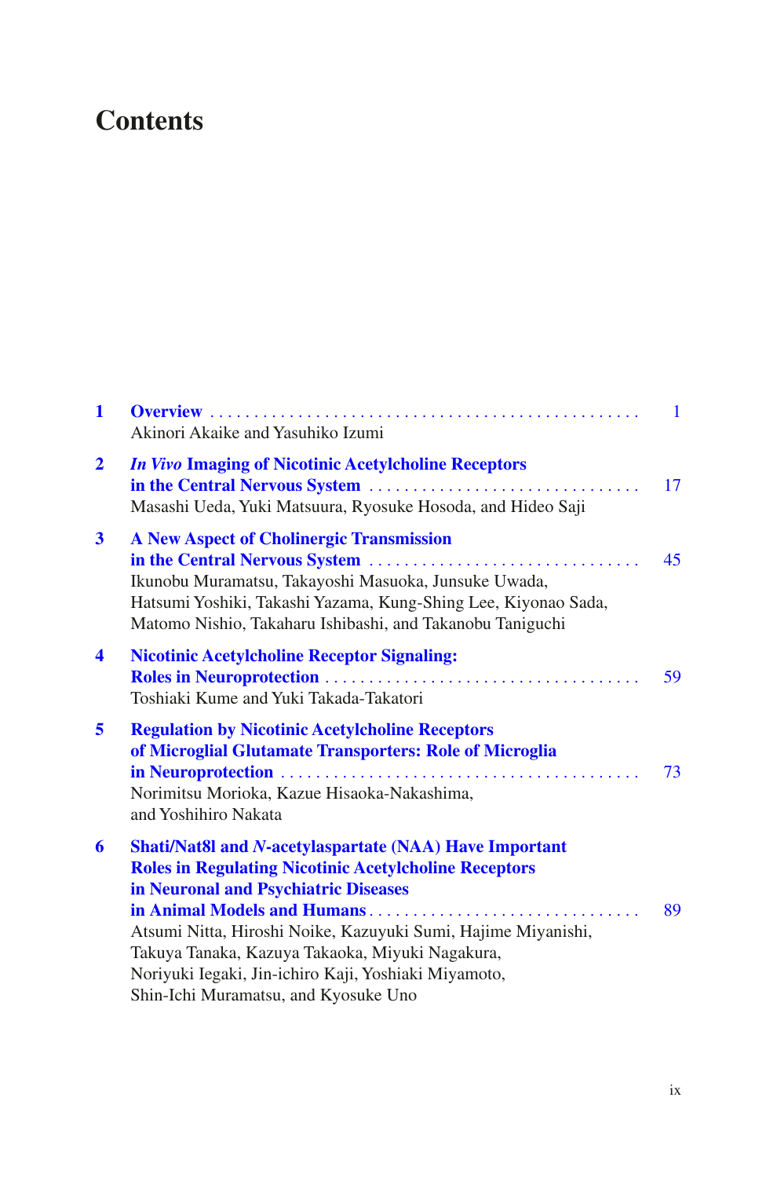# Contents

**1** **Overview** .................................................. 1
Akinori Akaike and Yasuhiko Izumi

**2** ***In Vivo*** **Imaging of Nicotinic Acetylcholine Receptors in the Central Nervous System** ................................ 17
Masashi Ueda, Yuki Matsuura, Ryosuke Hosoda, and Hideo Saji

**3** **A New Aspect of Cholinergic Transmission in the Central Nervous System** ................................ 45
Ikunobu Muramatsu, Takayoshi Masuoka, Junsuke Uwada, Hatsumi Yoshiki, Takashi Yazama, Kung-Shing Lee, Kiyonao Sada, Matomo Nishio, Takaharu Ishibashi, and Takanobu Taniguchi

**4** **Nicotinic Acetylcholine Receptor Signaling: Roles in Neuroprotection** .................................... 59
Toshiaki Kume and Yuki Takada-Takatori

**5** **Regulation by Nicotinic Acetylcholine Receptors of Microglial Glutamate Transporters: Role of Microglia in Neuroprotection** ......................................... 73
Norimitsu Morioka, Kazue Hisaoka-Nakashima, and Yoshihiro Nakata

**6** **Shati/Nat8l and** ***N*****-acetylaspartate (NAA) Have Important Roles in Regulating Nicotinic Acetylcholine Receptors in Neuronal and Psychiatric Diseases in Animal Models and Humans** ............................... 89
Atsumi Nitta, Hiroshi Noike, Kazuyuki Sumi, Hajime Miyanishi, Takuya Tanaka, Kazuya Takaoka, Miyuki Nagakura, Noriyuki Iegaki, Jin-ichiro Kaji, Yoshiaki Miyamoto, Shin-Ichi Muramatsu, and Kyosuke Uno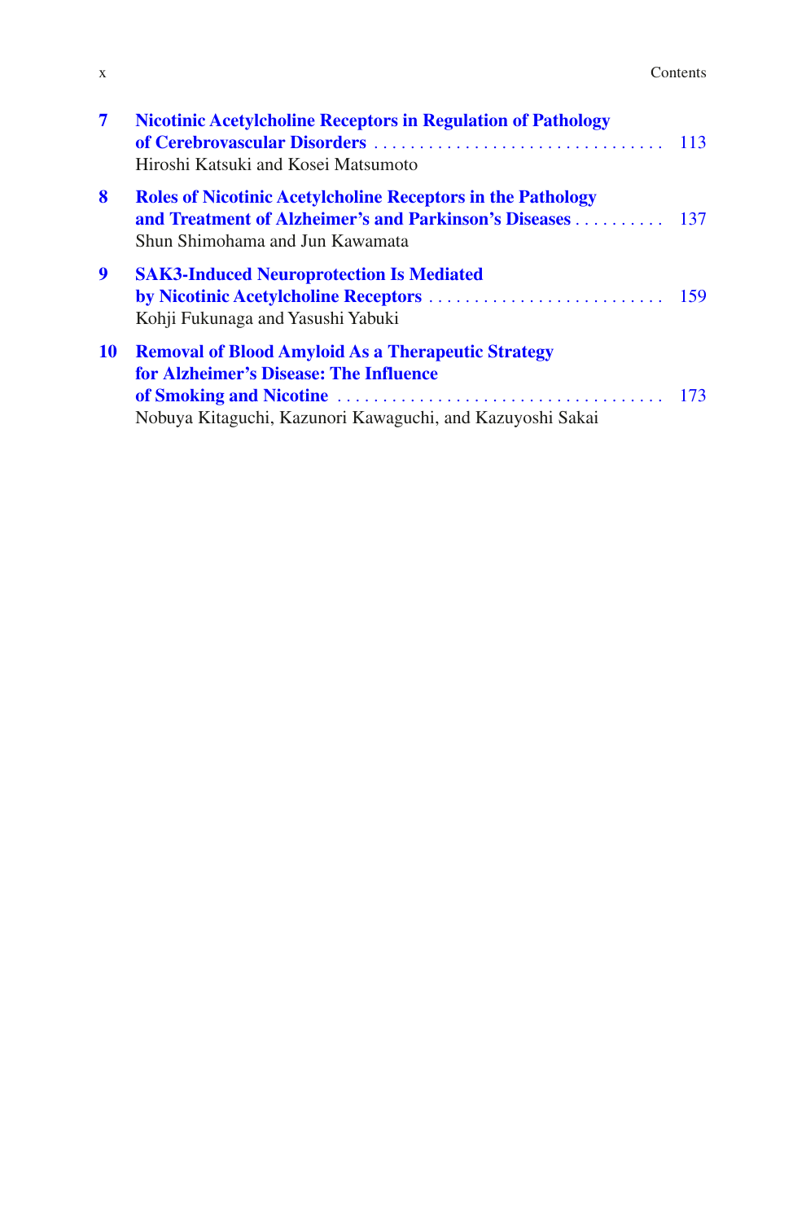**7** **Nicotinic Acetylcholine Receptors in Regulation of Pathology of Cerebrovascular Disorders** . . . . . . . . . . . . . . . . . . . . . . . . . . . . . . . . 113
Hiroshi Katsuki and Kosei Matsumoto

**8** **Roles of Nicotinic Acetylcholine Receptors in the Pathology and Treatment of Alzheimer's and Parkinson's Diseases** . . . . . . . . . . 137
Shun Shimohama and Jun Kawamata

**9** **SAK3-Induced Neuroprotection Is Mediated by Nicotinic Acetylcholine Receptors** . . . . . . . . . . . . . . . . . . . . . . . . . . 159
Kohji Fukunaga and Yasushi Yabuki

**10** **Removal of Blood Amyloid As a Therapeutic Strategy for Alzheimer's Disease: The Influence of Smoking and Nicotine** . . . . . . . . . . . . . . . . . . . . . . . . . . . . . . . . . . . . 173
Nobuya Kitaguchi, Kazunori Kawaguchi, and Kazuyoshi Sakai